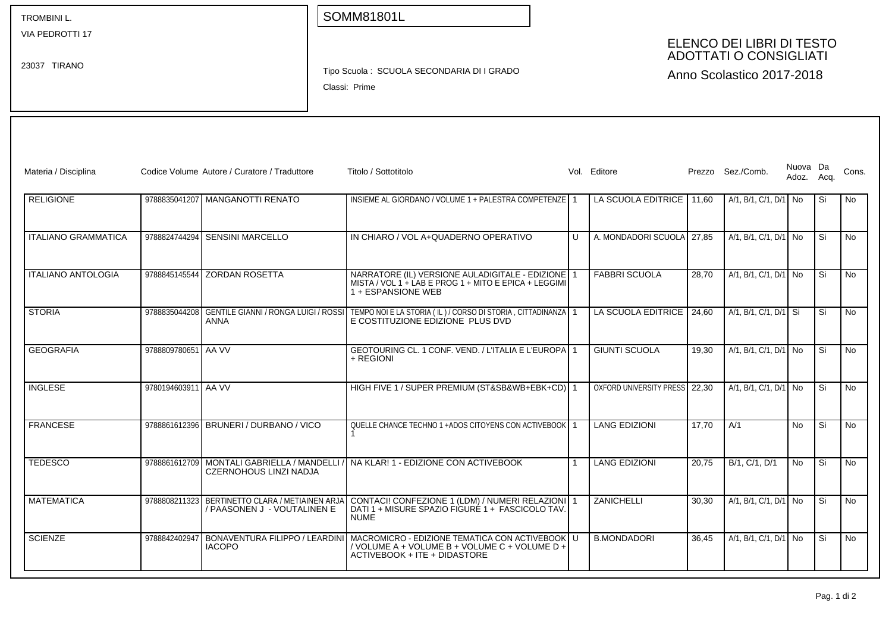TROMBINI L.
VIA PEDROTTI 17

23037 TIRANO

SOMM81801L

Tipo Scuola : SCUOLA SECONDARIA DI I GRADO

Classi: Prime

# ELENCO DEI LIBRI DI TESTO ADOTTATI O CONSIGLIATI

Anno Scolastico 2017-2018

| Materia / Disciplina | Codice Volume | Autore / Curatore / Traduttore | Titolo / Sottotitolo | Vol. | Editore | Prezzo | Sez./Comb. | Nuova Adoz. | Da Acq. | Cons. |
|---|---|---|---|---|---|---|---|---|---|---|
| RELIGIONE | 9788835041207 | MANGANOTTI RENATO | INSIEME AL GIORDANO / VOLUME 1 + PALESTRA COMPETENZE | 1 | LA SCUOLA EDITRICE | 11,60 | A/1, B/1, C/1, D/1 | No | Si | No |
| ITALIANO GRAMMATICA | 9788824744294 | SENSINI MARCELLO | IN CHIARO / VOL A+QUADERNO OPERATIVO | U | A. MONDADORI SCUOLA | 27,85 | A/1, B/1, C/1, D/1 | No | Si | No |
| ITALIANO ANTOLOGIA | 9788845145544 | ZORDAN ROSETTA | NARRATORE (IL) VERSIONE AULADIGITALE - EDIZIONE MISTA / VOL 1 + LAB E PROG 1 + MITO E EPICA + LEGGIMI 1 + ESPANSIONE WEB | 1 | FABBRI SCUOLA | 28,70 | A/1, B/1, C/1, D/1 | No | Si | No |
| STORIA | 9788835044208 | GENTILE GIANNI / RONGA LUIGI / ROSSI ANNA | TEMPO NOI E LA STORIA ( IL ) / CORSO DI STORIA , CITTADINANZA E COSTITUZIONE EDIZIONE PLUS DVD | 1 | LA SCUOLA EDITRICE | 24,60 | A/1, B/1, C/1, D/1 | Si | Si | No |
| GEOGRAFIA | 9788809780651 | AA VV | GEOTOURING CL. 1 CONF. VEND. / L'ITALIA E L'EUROPA + REGIONI | 1 | GIUNTI SCUOLA | 19,30 | A/1, B/1, C/1, D/1 | No | Si | No |
| INGLESE | 9780194603911 | AA VV | HIGH FIVE 1 / SUPER PREMIUM (ST&SB&WB+EBK+CD) | 1 | OXFORD UNIVERSITY PRESS | 22,30 | A/1, B/1, C/1, D/1 | No | Si | No |
| FRANCESE | 9788861612396 | BRUNERI / DURBANO / VICO | QUELLE CHANCE TECHNO 1 +ADOS CITOYENS CON ACTIVEBOOK 1 | 1 | LANG EDIZIONI | 17,70 | A/1 | No | Si | No |
| TEDESCO | 9788861612709 | MONTALI GABRIELLA / MANDELLI / CZERNOHOUS LINZI NADJA | NA KLAR! 1 - EDIZIONE CON ACTIVEBOOK | 1 | LANG EDIZIONI | 20,75 | B/1, C/1, D/1 | No | Si | No |
| MATEMATICA | 9788808211323 | BERTINETTO CLARA / METIAINEN ARJA / PAASONEN J - VOUTALINEN E | CONTACI! CONFEZIONE 1 (LDM) / NUMERI RELAZIONI DATI 1 + MISURE SPAZIO FIGURE 1 + FASCICOLO TAV. NUME | 1 | ZANICHELLI | 30,30 | A/1, B/1, C/1, D/1 | No | Si | No |
| SCIENZE | 9788842402947 | BONAVENTURA FILIPPO / LEARDINI IACOPO | MACROMICRO - EDIZIONE TEMATICA CON ACTIVEBOOK / VOLUME A + VOLUME B + VOLUME C + VOLUME D + ACTIVEBOOK + ITE + DIDASTORE | U | B.MONDADORI | 36,45 | A/1, B/1, C/1, D/1 | No | Si | No |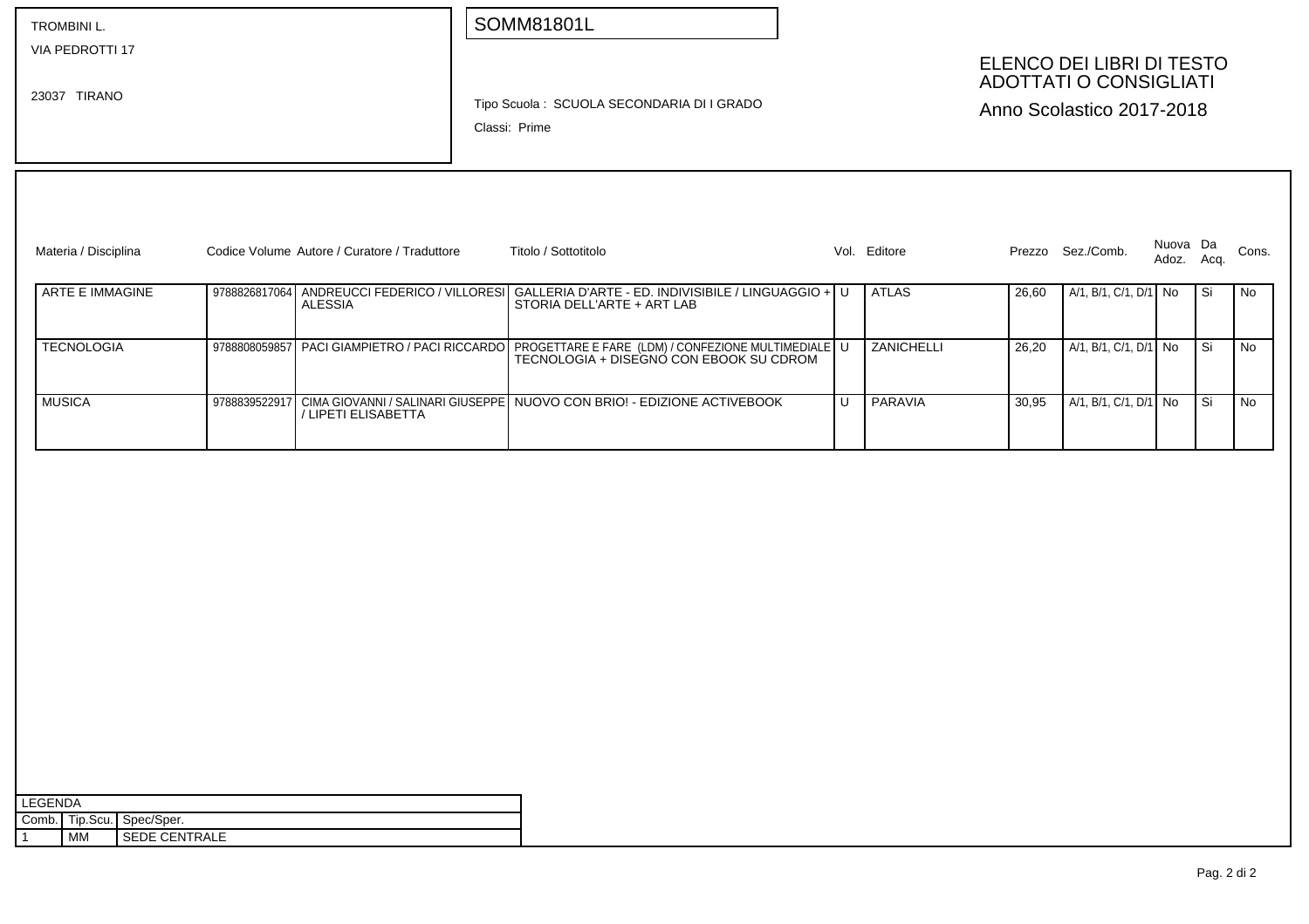TROMBINI L.
VIA PEDROTTI 17

23037 TIRANO

SOMM81801L

Tipo Scuola : SCUOLA SECONDARIA DI I GRADO

Classi: Prime

# ELENCO DEI LIBRI DI TESTO ADOTTATI O CONSIGLIATI

Anno Scolastico 2017-2018

| Materia / Disciplina | Codice Volume | Autore / Curatore / Traduttore | Titolo / Sottotitolo | Vol. | Editore | Prezzo | Sez./Comb. | Nuova Adoz. | Da Acq. | Cons. |
|---|---|---|---|---|---|---|---|---|---|---|
| ARTE E IMMAGINE | 9788826817064 | ANDREUCCI FEDERICO / VILLORESI ALESSIA | GALLERIA D'ARTE - ED. INDIVISIBILE / LINGUAGGIO + STORIA DELL'ARTE + ART LAB | U | ATLAS | 26,60 | A/1, B/1, C/1, D/1 | No | Si | No |
| TECNOLOGIA | 9788808059857 | PACI GIAMPIETRO / PACI RICCARDO | PROGETTARE E FARE (LDM) / CONFEZIONE MULTIMEDIALE TECNOLOGIA + DISEGNO CON EBOOK SU CDROM | U | ZANICHELLI | 26,20 | A/1, B/1, C/1, D/1 | No | Si | No |
| MUSICA | 9788839522917 | CIMA GIOVANNI / SALINARI GIUSEPPE / LIPETI ELISABETTA | NUOVO CON BRIO! - EDIZIONE ACTIVEBOOK | U | PARAVIA | 30,95 | A/1, B/1, C/1, D/1 | No | Si | No |

| LEGENDA | | |
|---|---|---|
| Comb. | Tip.Scu. | Spec/Sper. |
| 1 | MM | SEDE CENTRALE |